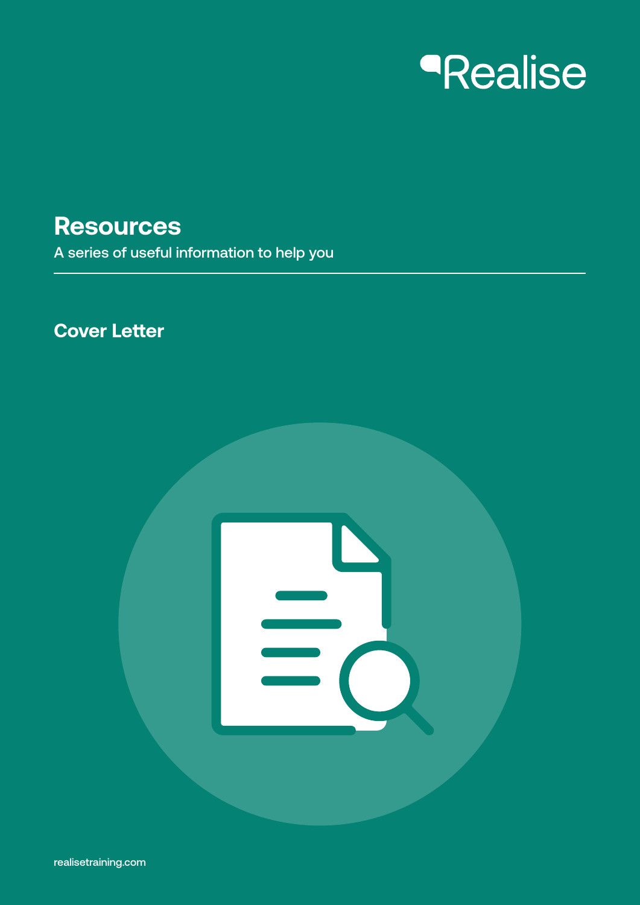Realise

# Resources

A series of useful information to help you

## Cover Letter

realisetraining.com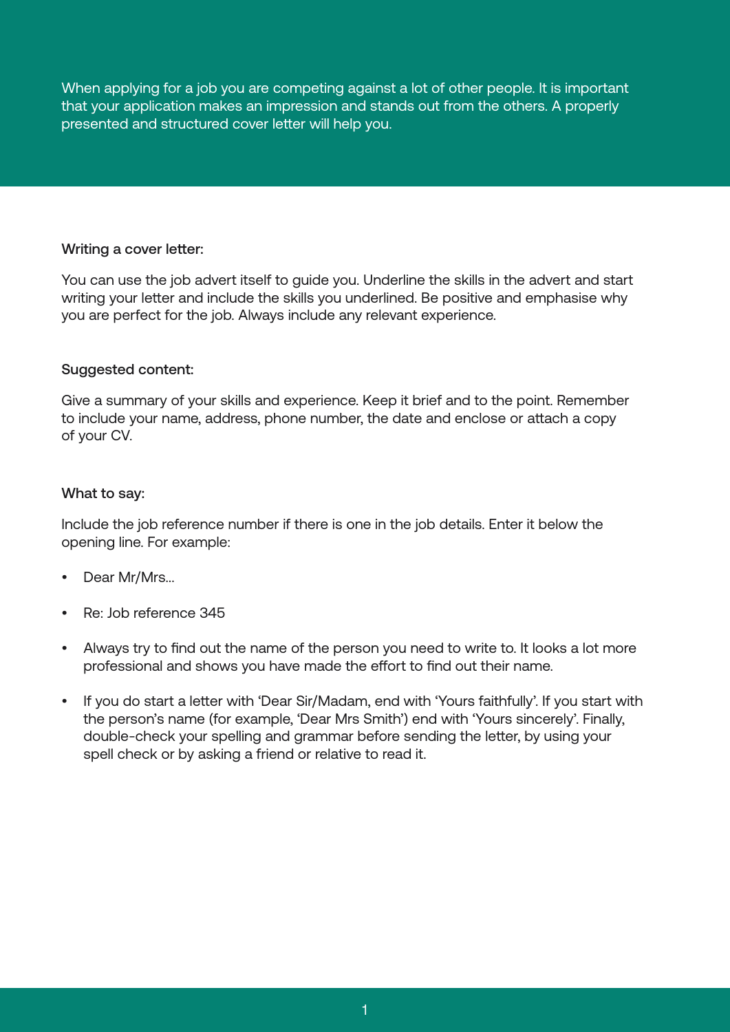When applying for a job you are competing against a lot of other people. It is important that your application makes an impression and stands out from the others. A properly presented and structured cover letter will help you.

### Writing a cover letter:

You can use the job advert itself to guide you. Underline the skills in the advert and start writing your letter and include the skills you underlined. Be positive and emphasise why you are perfect for the job. Always include any relevant experience.

### Suggested content:

Give a summary of your skills and experience. Keep it brief and to the point. Remember to include your name, address, phone number, the date and enclose or attach a copy of your CV.

### What to say:

Include the job reference number if there is one in the job details. Enter it below the opening line. For example:

- Dear Mr/Mrs...
- Re: Job reference 345
- Always try to find out the name of the person you need to write to. It looks a lot more professional and shows you have made the effort to find out their name.
- If you do start a letter with 'Dear Sir/Madam, end with 'Yours faithfully'. If you start with the person's name (for example, 'Dear Mrs Smith') end with 'Yours sincerely'. Finally, double-check your spelling and grammar before sending the letter, by using your spell check or by asking a friend or relative to read it.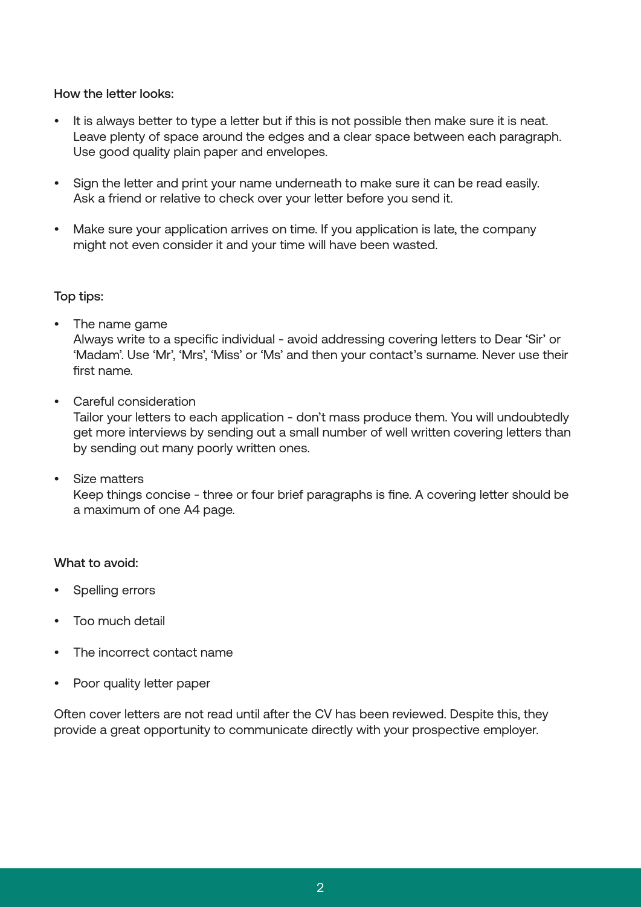How the letter looks:

- It is always better to type a letter but if this is not possible then make sure it is neat. Leave plenty of space around the edges and a clear space between each paragraph. Use good quality plain paper and envelopes.
- Sign the letter and print your name underneath to make sure it can be read easily. Ask a friend or relative to check over your letter before you send it.
- Make sure your application arrives on time. If you application is late, the company might not even consider it and your time will have been wasted.

Top tips:

- The name game
  Always write to a specific individual - avoid addressing covering letters to Dear 'Sir' or 'Madam'. Use 'Mr', 'Mrs', 'Miss' or 'Ms' and then your contact's surname. Never use their first name.
- Careful consideration
  Tailor your letters to each application - don't mass produce them. You will undoubtedly get more interviews by sending out a small number of well written covering letters than by sending out many poorly written ones.
- Size matters
  Keep things concise - three or four brief paragraphs is fine. A covering letter should be a maximum of one A4 page.

What to avoid:

- Spelling errors
- Too much detail
- The incorrect contact name
- Poor quality letter paper

Often cover letters are not read until after the CV has been reviewed. Despite this, they provide a great opportunity to communicate directly with your prospective employer.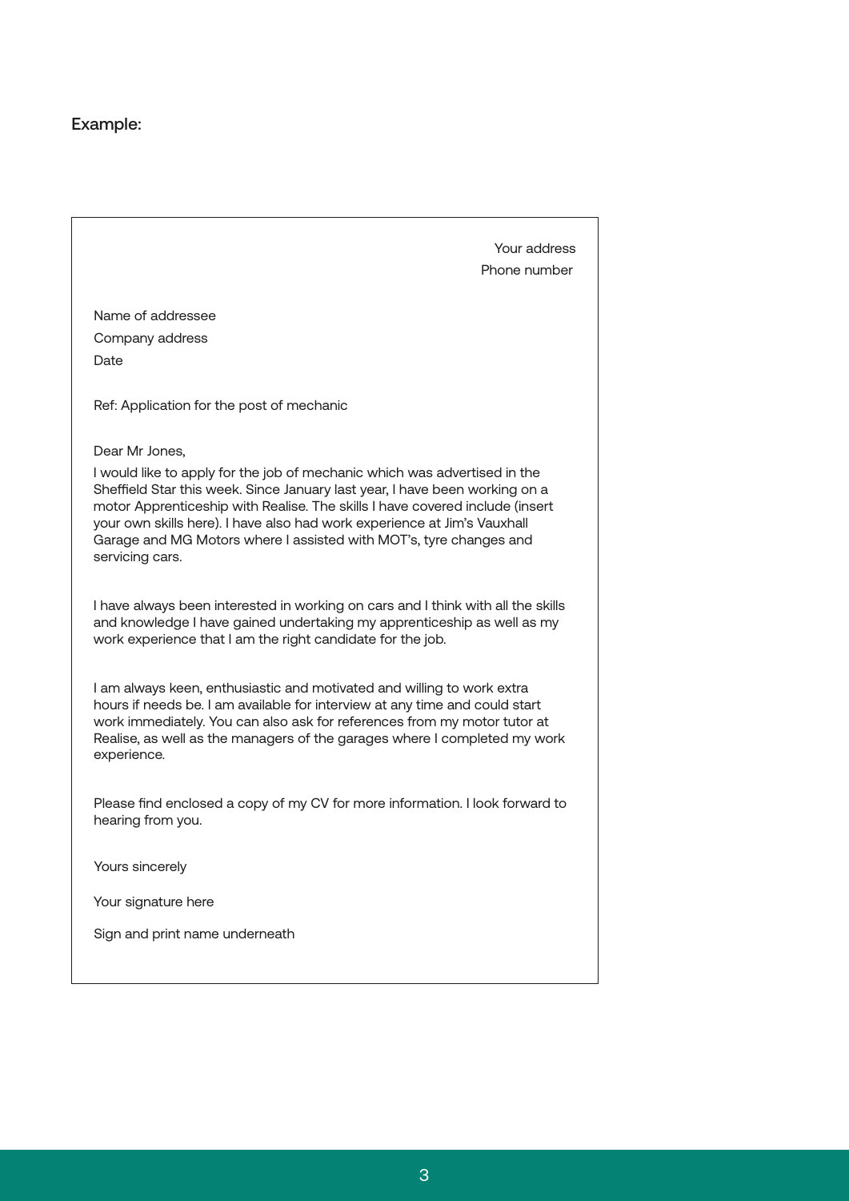Example:

Your address
Phone number

Name of addressee
Company address
Date

Ref: Application for the post of mechanic

Dear Mr Jones,

I would like to apply for the job of mechanic which was advertised in the Sheffield Star this week. Since January last year, I have been working on a motor Apprenticeship with Realise. The skills I have covered include (insert your own skills here). I have also had work experience at Jim's Vauxhall Garage and MG Motors where I assisted with MOT's, tyre changes and servicing cars.

I have always been interested in working on cars and I think with all the skills and knowledge I have gained undertaking my apprenticeship as well as my work experience that I am the right candidate for the job.

I am always keen, enthusiastic and motivated and willing to work extra hours if needs be. I am available for interview at any time and could start work immediately. You can also ask for references from my motor tutor at Realise, as well as the managers of the garages where I completed my work experience.

Please find enclosed a copy of my CV for more information. I look forward to hearing from you.

Yours sincerely

Your signature here

Sign and print name underneath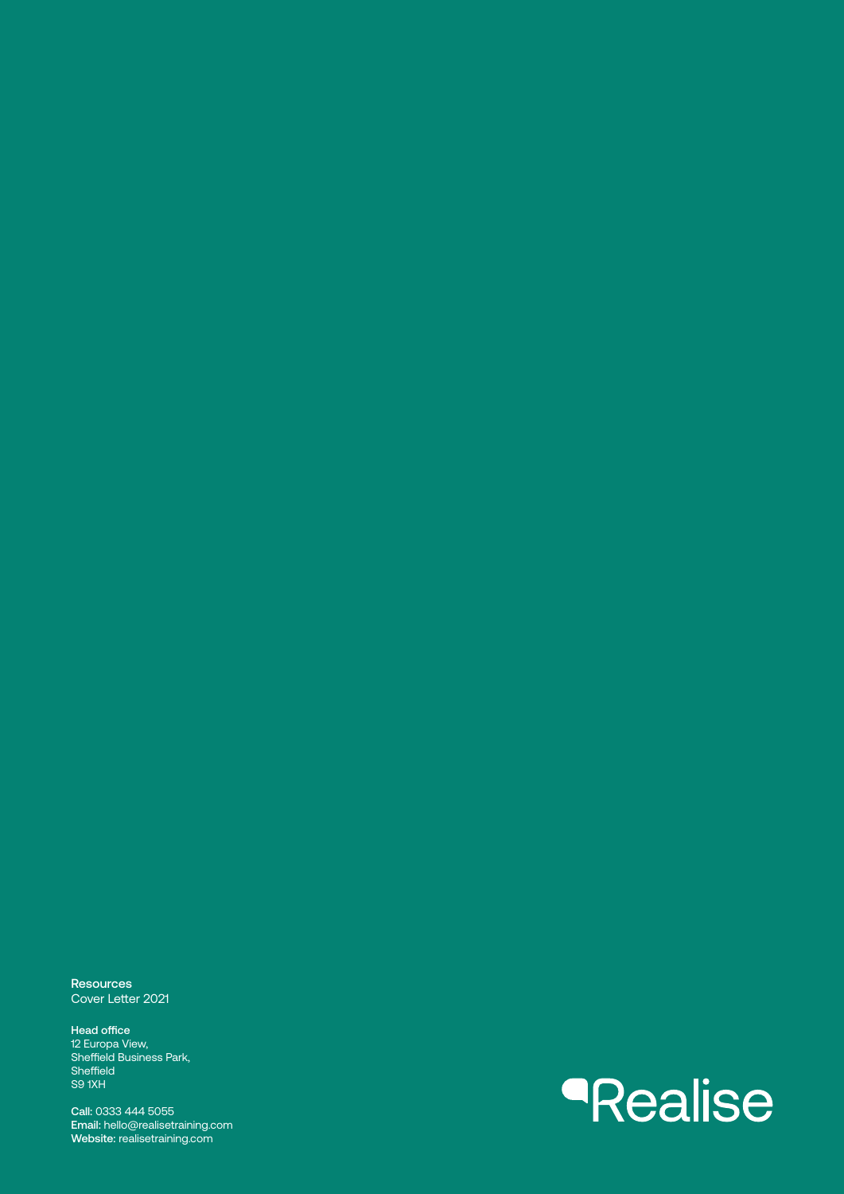**Resources**
Cover Letter 2021

**Head office**
12 Europa View,
Sheffield Business Park,
Sheffield
S9 1XH

**Call:** 0333 444 5055
**Email:** hello@realisetraining.com
**Website:** realisetraining.com

Realise